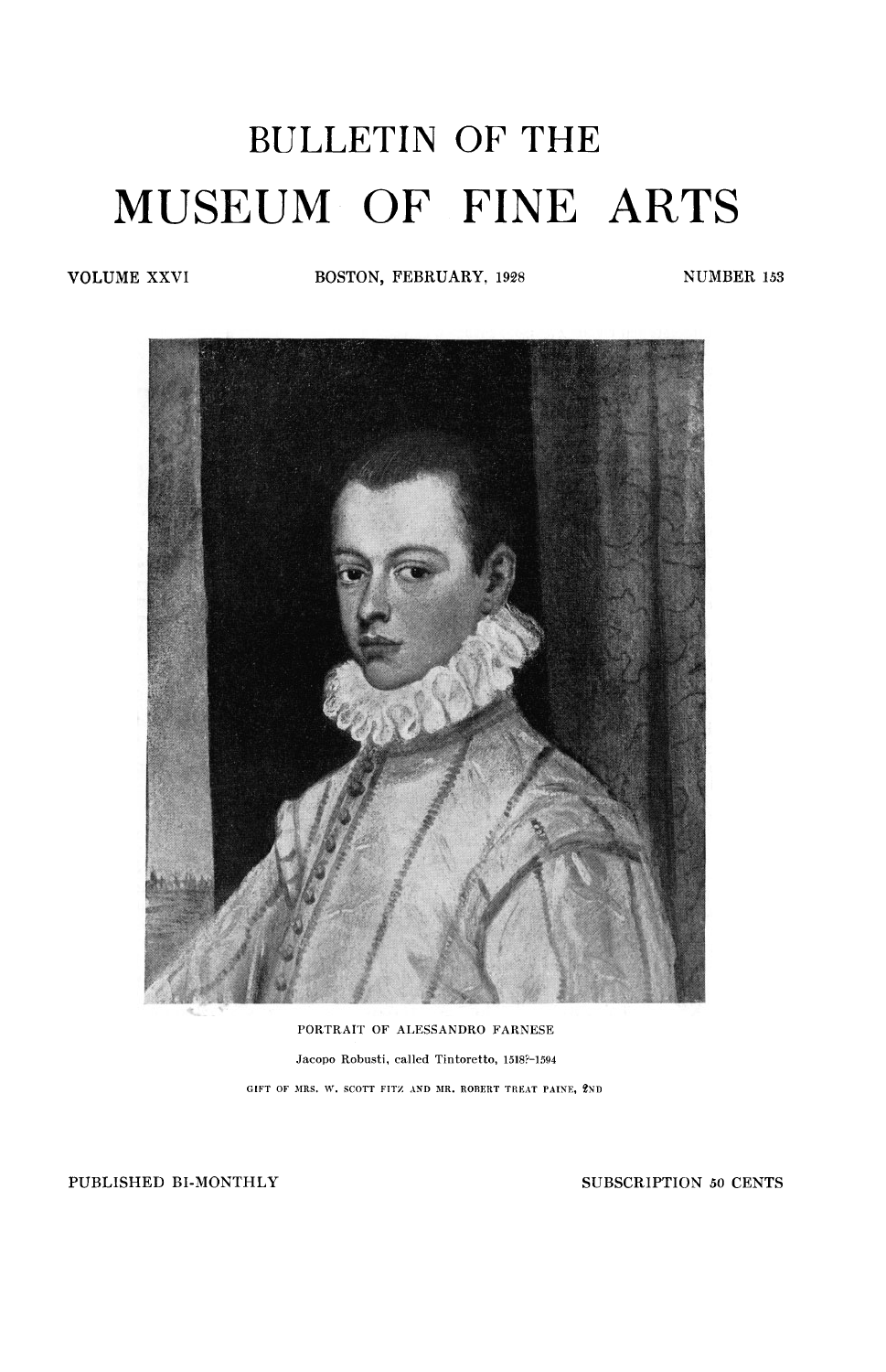# BULLETIN OF THE

# MUSEUM OF FINE ARTS

VOLUME XXVI | BOSTON, FEBRUARY, 1928 | NUMBER 153

PORTRAIT OF ALESSANDRO FARNESE

Jacopo Robusti, called Tintoretto, 1518?–1594

GIFT OF MRS. W. SCOTT FITZ AND MR. ROBERT TREAT PAINE, 2ND

PUBLISHED BI-MONTHLY

SUBSCRIPTION 50 CENTS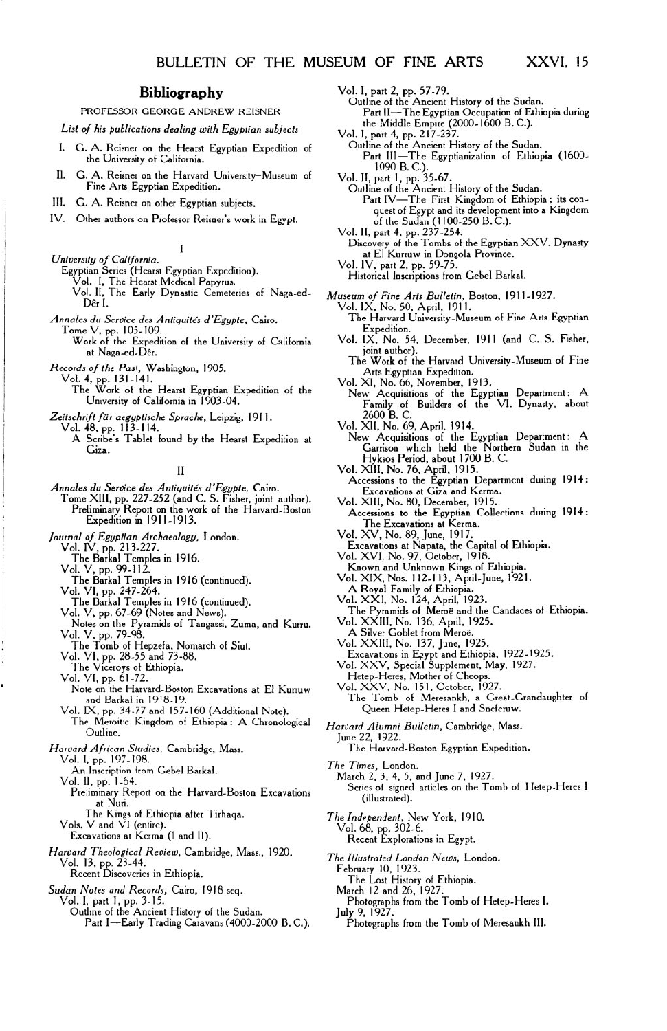## Bibliography

PROFESSOR GEORGE ANDREW REISNER

*List of his publications dealing with Egyptian subjects*

I. G. A. Reisner on the Hearst Egyptian Expedition of the University of California.

II. G. A. Reisner on the Harvard University–Museum of Fine Arts Egyptian Expedition.

III. G. A. Reisner on other Egyptian subjects.

IV. Other authors on Professor Reisner's work in Egypt.

### I

*University of California.*
Egyptian Series (Hearst Egyptian Expedition).
Vol. I, The Hearst Medical Papyrus.
Vol. II, The Early Dynastic Cemeteries of Naga-ed-Dêr I.

*Annales du Service des Antiquités d'Egypte*, Cairo.
Tome V, pp. 105-109.
Work of the Expedition of the University of California at Naga-ed-Dêr.

*Records of the Past*, Washington, 1905.
Vol. 4, pp. 131-141.
The Work of the Hearst Egyptian Expedition of the University of California in 1903-04.

*Zeitschrift für aegyptische Sprache*, Leipzig, 1911.
Vol. 48, pp. 113-114.
A Scribe's Tablet found by the Hearst Expedition at Giza.

### II

*Annales du Service des Antiquités d'Egypte*, Cairo.
Tome XIII, pp. 227-252 (and C. S. Fisher, joint author).
Preliminary Report on the work of the Harvard-Boston Expedition in 1911-1913.

*Journal of Egyptian Archaeology*, London.
Vol. IV, pp. 213-227.
The Barkal Temples in 1916.
Vol. V, pp. 99-112.
The Barkal Temples in 1916 (continued).
Vol. VI, pp. 247-264.
The Barkal Temples in 1916 (continued).
Vol. V, pp. 67-69 (Notes and News).
Notes on the Pyramids of Tangassi, Zuma, and Kurru.
Vol. V, pp. 79-98.
The Tomb of Hepzefa, Nomarch of Siut.
Vol. VI, pp. 28-55 and 73-88.
The Viceroys of Ethiopia.
Vol. VI, pp. 61-72.
Note on the Harvard-Boston Excavations at El Kurruw and Barkal in 1918-19.
Vol. IX, pp. 34-77 and 157-160 (Additional Note).
The Meroitic Kingdom of Ethiopia: A Chronological Outline.

*Harvard African Studies*, Cambridge, Mass.
Vol. I, pp. 197-198.
An Inscription from Gebel Barkal.
Vol. II, pp. 1-64.
Preliminary Report on the Harvard-Boston Excavations at Nuri.
The Kings of Ethiopia after Tirhaqa.
Vols. V and VI (entire).
Excavations at Kerma (I and II).

*Harvard Theological Review*, Cambridge, Mass., 1920.
Vol. 13, pp. 23-44.
Recent Discoveries in Ethiopia.

*Sudan Notes and Records*, Cairo, 1918 seq.
Vol. I, part 1, pp. 3-15.
Outline of the Ancient History of the Sudan.
Part I—Early Trading Caravans (4000-2000 B. C.).
Vol. I, part 2, pp. 57-79.
Outline of the Ancient History of the Sudan.
Part II—The Egyptian Occupation of Ethiopia during the Middle Empire (2000-1600 B. C.).
Vol. I, part 4, pp. 217-237.
Outline of the Ancient History of the Sudan.
Part III—The Egyptianization of Ethiopia (1600-1090 B. C.).
Vol. II, part 1, pp. 35-67.
Outline of the Ancient History of the Sudan.
Part IV—The First Kingdom of Ethiopia; its conquest of Egypt and its development into a Kingdom of the Sudan (1100-250 B. C.).
Vol. II, part 4, pp. 237-254.
Discovery of the Tombs of the Egyptian XXV. Dynasty at El Kurruw in Dongola Province.
Vol. IV, part 2, pp. 59-75.
Historical Inscriptions from Gebel Barkal.

*Museum of Fine Arts Bulletin*, Boston, 1911-1927.
Vol. IX, No. 50, April, 1911.
The Harvard University-Museum of Fine Arts Egyptian Expedition.
Vol. IX. No. 54, December, 1911 (and C. S. Fisher, joint author).
The Work of the Harvard University-Museum of Fine Arts Egyptian Expedition.
Vol. XI, No. 66, November, 1913.
New Acquisitions of the Egyptian Department: A Family of Builders of the VI. Dynasty, about 2600 B. C.
Vol. XII, No. 69, April, 1914.
New Acquisitions of the Egyptian Department: A Garrison which held the Northern Sudan in the Hyksos Period, about 1700 B. C.
Vol. XIII, No. 76, April, 1915.
Accessions to the Egyptian Department during 1914: Excavations at Giza and Kerma.
Vol. XIII, No. 80, December, 1915.
Accessions to the Egyptian Collections during 1914: The Excavations at Kerma.
Vol. XV, No. 89, June, 1917.
Excavations at Napata, the Capital of Ethiopia.
Vol. XVI, No. 97, October, 1918.
Known and Unknown Kings of Ethiopia.
Vol. XIX, Nos. 112-113, April-June, 1921.
A Royal Family of Ethiopia.
Vol. XXI, No. 124, April, 1923.
The Pyramids of Meroë and the Candaces of Ethiopia.
Vol. XXIII, No. 136, April, 1925.
A Silver Goblet from Meroë.
Vol. XXIII, No. 137, June, 1925.
Excavations in Egypt and Ethiopia, 1922-1925.
Vol. XXV, Special Supplement, May, 1927.
Hetep-Heres, Mother of Cheops.
Vol. XXV, No. 151, October, 1927.
The Tomb of Meresankh, a Great-Grandaughter of Queen Hetep-Heres I and Sneferuw.

*Harvard Alumni Bulletin*, Cambridge, Mass.
June 22, 1922.
The Harvard-Boston Egyptian Expedition.

*The Times*, London.
March 2, 3, 4, 5, and June 7, 1927.
Series of signed articles on the Tomb of Hetep-Heres I (illustrated).

*The Independent*, New York, 1910.
Vol. 68, pp. 302-6.
Recent Explorations in Egypt.

*The Illustrated London News*, London.
February 10, 1923.
The Lost History of Ethiopia.
March 12 and 26, 1927.
Photographs from the Tomb of Hetep-Heres I.
July 9, 1927.
Photographs from the Tomb of Meresankh III.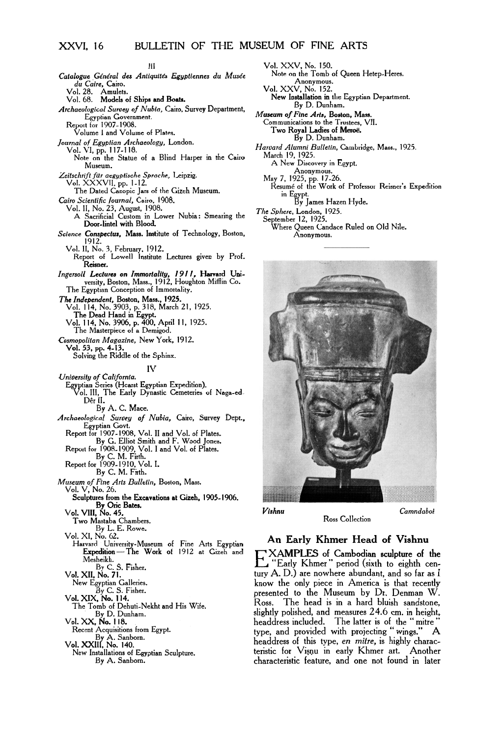III

*Catalogue Général des Antiquités Egyptiennes du Musée du Caire*, Cairo.
Vol. 28. Amulets.
Vol. 68. **Models of Ships and Boats.**

*Archaeological Survey of Nubia*, Cairo, Survey Department, Egyptian Government.
Report for 1907-1908.
Volume I and Volume of Plates.

*Journal of Egyptian Archaeology*, London.
Vol. VI, pp. 117-118.
Note on the Statue of a Blind Harper in the Cairo Museum.

*Zeitschrift für aegyptische Sprache*, Leipzig.
Vol. XXXVII, pp. 1-12.
The Dated Canopic Jars of the Gizeh Museum.

*Cairo Scientific Journal*, Cairo, 1908.
Vol. II, No. 23, August, 1908.
A Sacrificial Custom in Lower Nubia: Smearing the **Door-lintel with Blood.**

*Science* **Conspectus, Mass.** Institute of Technology, Boston, 1912.
Vol. II, No. 3, February, 1912.
Report of Lowell Institute Lectures given by Prof. **Reisner.**

*Ingersoll* **Lectures on Immortality, 1911, Harvard** University, Boston, Mass., 1912, Houghton Mifflin Co.
The Egyptian Conception of Immortality.

***The Independent*, Boston, Mass., 1925.**
Vol. 114, No. 3903, p. 318, March 21, 1925.
**The Dead Hand in Egypt.**
Vol. 114, No. 3906, p. 400, April 11, 1925.
The Masterpiece of a Demigod.

*Cosmopolitan Magazine*, New York, 1912.
**Vol. 53, pp. 4-13.**
Solving the Riddle of the Sphinx.

IV

*University of California.*
Egyptian Series (Hearst Egyptian Expedition).
Vol. III, The Early Dynastic Cemeteries of Naga-ed-Dêr II.
By A. C. Mace.

*Archaeological Survey of Nubia*, Cairo, Survey Dept., Egyptian Govt.
Report for 1907-1908, Vol. II and Vol. of Plates.
By G. Elliot Smith and F. Wood Jones.
Report for 1908-1909, Vol. I and Vol. of Plates.
By C. M. Firth.
Report for 1909-1910, Vol. I.
By C. M. Firth.

*Museum of Fine Arts Bulletin*, Boston, Mass.
Vol. V, No. 26.
**Sculptures from the Excavations at Gizeh, 1905-1906. By Oric Bates.**
**Vol. VIII, No. 45.**
Two Mastaba Chambers.
By L. E. Rowe.
Vol. XI, No. 62.
Harvard University-Museum of Fine Arts Egyptian **Expedition** — The Work of 1912 at Gizeh and Mesheikh.
By C. S. Fisher.
**Vol. XII, No. 71.**
New Egyptian Galleries.
By C. S. Fisher.
**Vol. XIX, No. 114.**
The Tomb of Dehuti-Nekht and His Wife.
By D. Dunham.
**Vol. XX, No. 118.**
Recent Acquisitions from Egypt.
By A. Sanborn.
**Vol. XXIII, No. 140.**
New Installations of Egyptian Sculpture.
By A. Sanborn.

Vol. XXV, No. 150.
Note on the Tomb of Queen Hetep-Heres.
Anonymous.
Vol. XXV, No. 152.
**New Installation** in the Egyptian Department.
By D. Dunham.

***Museum of Fine Arts*, Boston, Mass.**
Communications to the Trustees, VII.
**Two Royal Ladies of Meroë.**
By D. Dunham.

*Harvard Alumni Bulletin*, Cambridge, Mass., 1925.
March 19, 1925.
A New Discovery in Egypt.
Anonymous.
May 7, 1925, pp. 17-26.
Resumé of the Work of Professor Reisner's Expedition in Egypt.
By James Hazen Hyde.

*The Sphere*, London, 1925.
September 12, 1925.
Where Queen Candace Ruled on Old Nile.
Anonymous.

---

*Vishnu* — Ross Collection — *Camndaboê*

## An Early Khmer Head of Vishnu

EXAMPLES of Cambodian sculpture of the "Early Khmer" period (sixth to eighth century A. D.) are nowhere abundant, and so far as I know the only piece in America is that recently presented to the Museum by Dr. Denman W. Ross. The head is in a hard bluish sandstone, slightly polished, and measures 24.6 cm. in height, headdress included. The latter is of the "mitre" type, and provided with projecting "wings." A headdress of this type, *en mitre*, is highly characteristic for Viṣṇu in early Khmer art. Another characteristic feature, and one not found in later